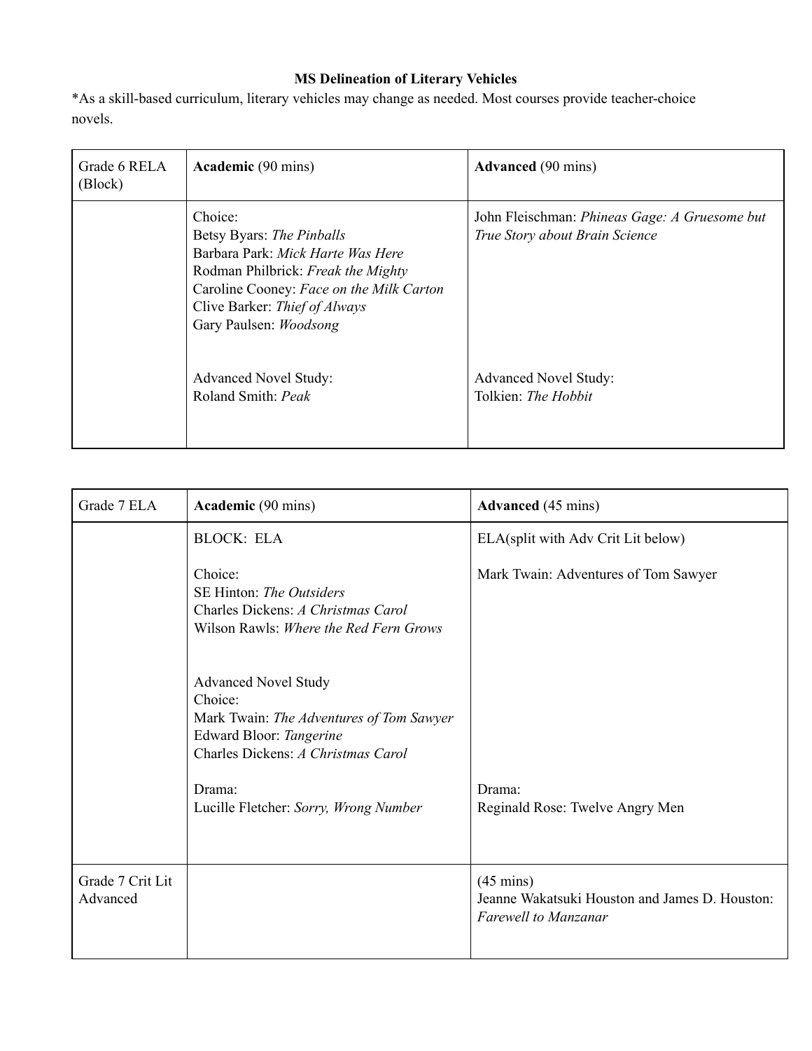**MS Delineation of Literary Vehicles**

*As a skill-based curriculum, literary vehicles may change as needed. Most courses provide teacher-choice novels.

| Grade 6 RELA (Block) | **Academic** (90 mins) | **Advanced** (90 mins) |
|---|---|---|
| | Choice:<br>Betsy Byars: *The Pinballs*<br>Barbara Park: *Mick Harte Was Here*<br>Rodman Philbrick: *Freak the Mighty*<br>Caroline Cooney: *Face on the Milk Carton*<br>Clive Barker: *Thief of Always*<br>Gary Paulsen: *Woodsong*<br><br>Advanced Novel Study:<br>Roland Smith: *Peak* | John Fleischman: *Phineas Gage: A Gruesome but True Story about Brain Science*<br><br>Advanced Novel Study:<br>Tolkien: *The Hobbit* |

| Grade 7 ELA | **Academic** (90 mins) | **Advanced** (45 mins) |
|---|---|---|
| | BLOCK: ELA<br><br>Choice:<br>SE Hinton: *The Outsiders*<br>Charles Dickens: *A Christmas Carol*<br>Wilson Rawls: *Where the Red Fern Grows*<br><br>Advanced Novel Study<br>Choice:<br>Mark Twain: *The Adventures of Tom Sawyer*<br>Edward Bloor: *Tangerine*<br>Charles Dickens: *A Christmas Carol*<br><br>Drama:<br>Lucille Fletcher: *Sorry, Wrong Number* | ELA(split with Adv Crit Lit below)<br><br>Mark Twain: Adventures of Tom Sawyer<br><br>Drama:<br>Reginald Rose: Twelve Angry Men |
| Grade 7 Crit Lit Advanced | | (45 mins)<br>Jeanne Wakatsuki Houston and James D. Houston: *Farewell to Manzanar* |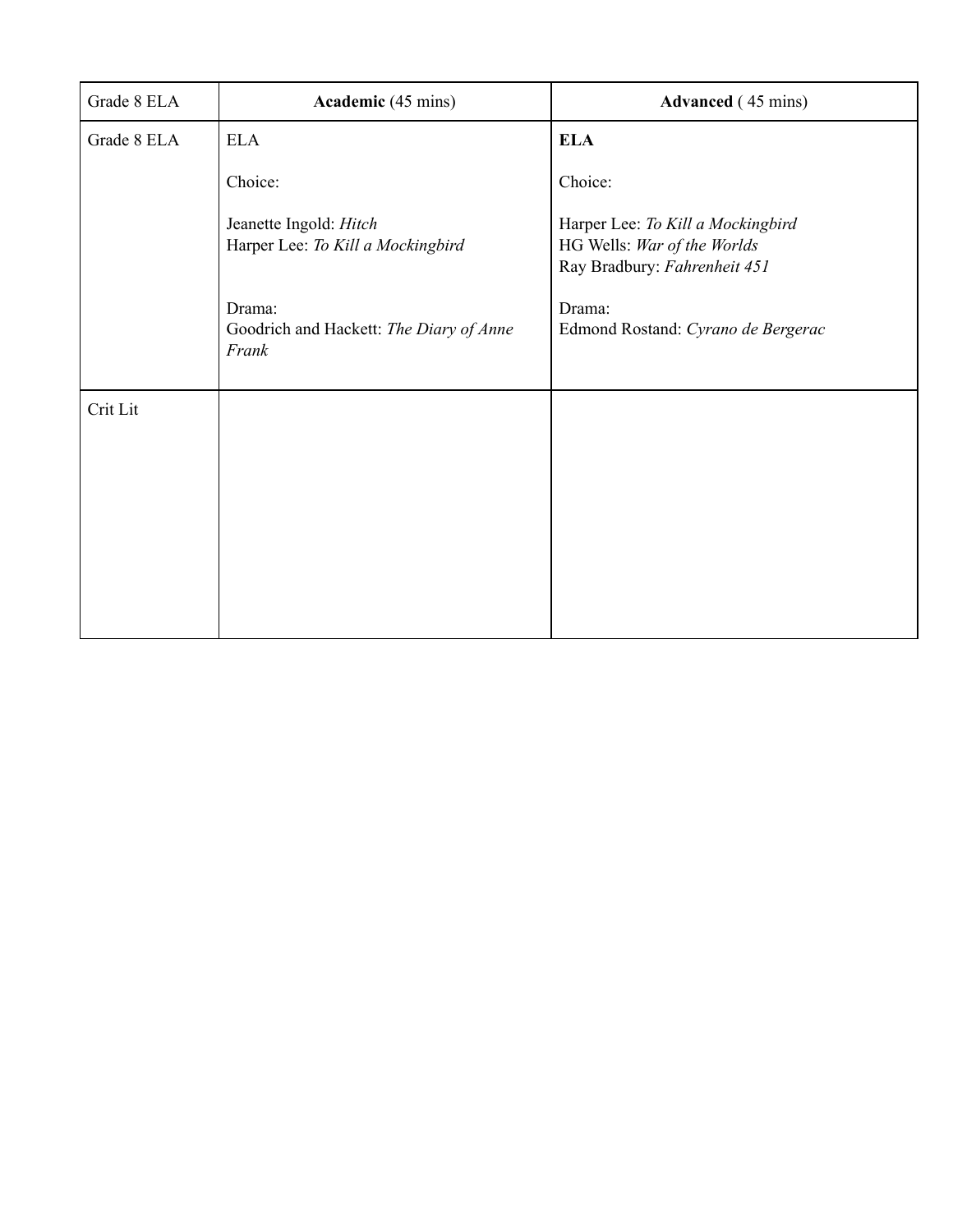| Grade 8 ELA | **Academic** (45 mins) | **Advanced** ( 45 mins) |
| --- | --- | --- |
| Grade 8 ELA | ELA<br><br>Choice:<br><br>Jeanette Ingold: *Hitch*<br>Harper Lee: *To Kill a Mockingbird*<br><br>Drama:<br>Goodrich and Hackett: *The Diary of Anne Frank* | **ELA**<br><br>Choice:<br><br>Harper Lee: *To Kill a Mockingbird*<br>HG Wells: *War of the Worlds*<br>Ray Bradbury: *Fahrenheit 451*<br><br>Drama:<br>Edmond Rostand: *Cyrano de Bergerac* |
| Crit Lit | | |